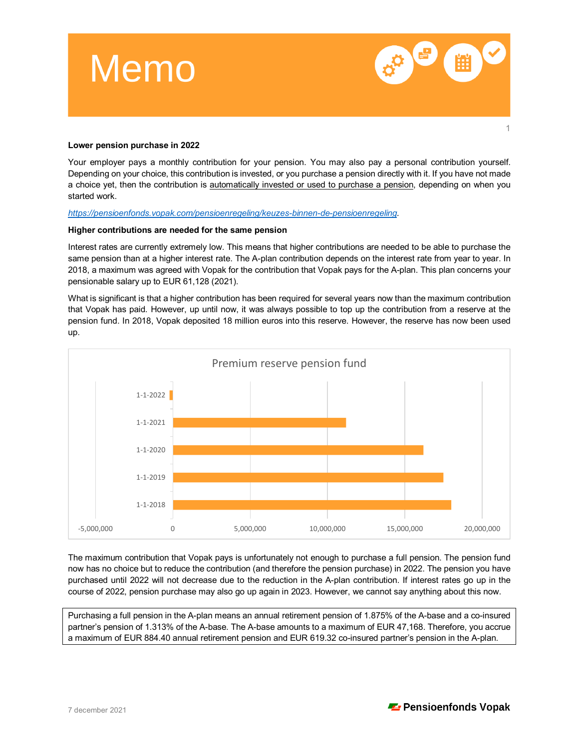# Memo

**Lower pension purchase in 2022**

Your employer pays a monthly contribution for your pension. You may also pay a personal contribution yourself. Depending on your choice, this contribution is invested, or you purchase a pension directly with it. If you have not made a choice yet, then the contribution is automatically invested or used to purchase a pension, depending on when you started work.

*https://pensioenfonds.vopak.com/pensioenregeling/keuzes-binnen-de-pensioenregeling.*

**Higher contributions are needed for the same pension**

Interest rates are currently extremely low. This means that higher contributions are needed to be able to purchase the same pension than at a higher interest rate. The A-plan contribution depends on the interest rate from year to year. In 2018, a maximum was agreed with Vopak for the contribution that Vopak pays for the A-plan. This plan concerns your pensionable salary up to EUR 61,128 (2021).

What is significant is that a higher contribution has been required for several years now than the maximum contribution that Vopak has paid. However, up until now, it was always possible to top up the contribution from a reserve at the pension fund. In 2018, Vopak deposited 18 million euros into this reserve. However, the reserve has now been used up.

Premium reserve pension fund

1-1-2022
1-1-2021
1-1-2020
1-1-2019
1-1-2018

-5,000,000 0 5,000,000 10,000,000 15,000,000 20,000,000

The maximum contribution that Vopak pays is unfortunately not enough to purchase a full pension. The pension fund now has no choice but to reduce the contribution (and therefore the pension purchase) in 2022. The pension you have purchased until 2022 will not decrease due to the reduction in the A-plan contribution. If interest rates go up in the course of 2022, pension purchase may also go up again in 2023. However, we cannot say anything about this now.

> Purchasing a full pension in the A-plan means an annual retirement pension of 1.875% of the A-base and a co-insured partner's pension of 1.313% of the A-base. The A-base amounts to a maximum of EUR 47,168. Therefore, you accrue a maximum of EUR 884.40 annual retirement pension and EUR 619.32 co-insured partner's pension in the A-plan.

7 december 2021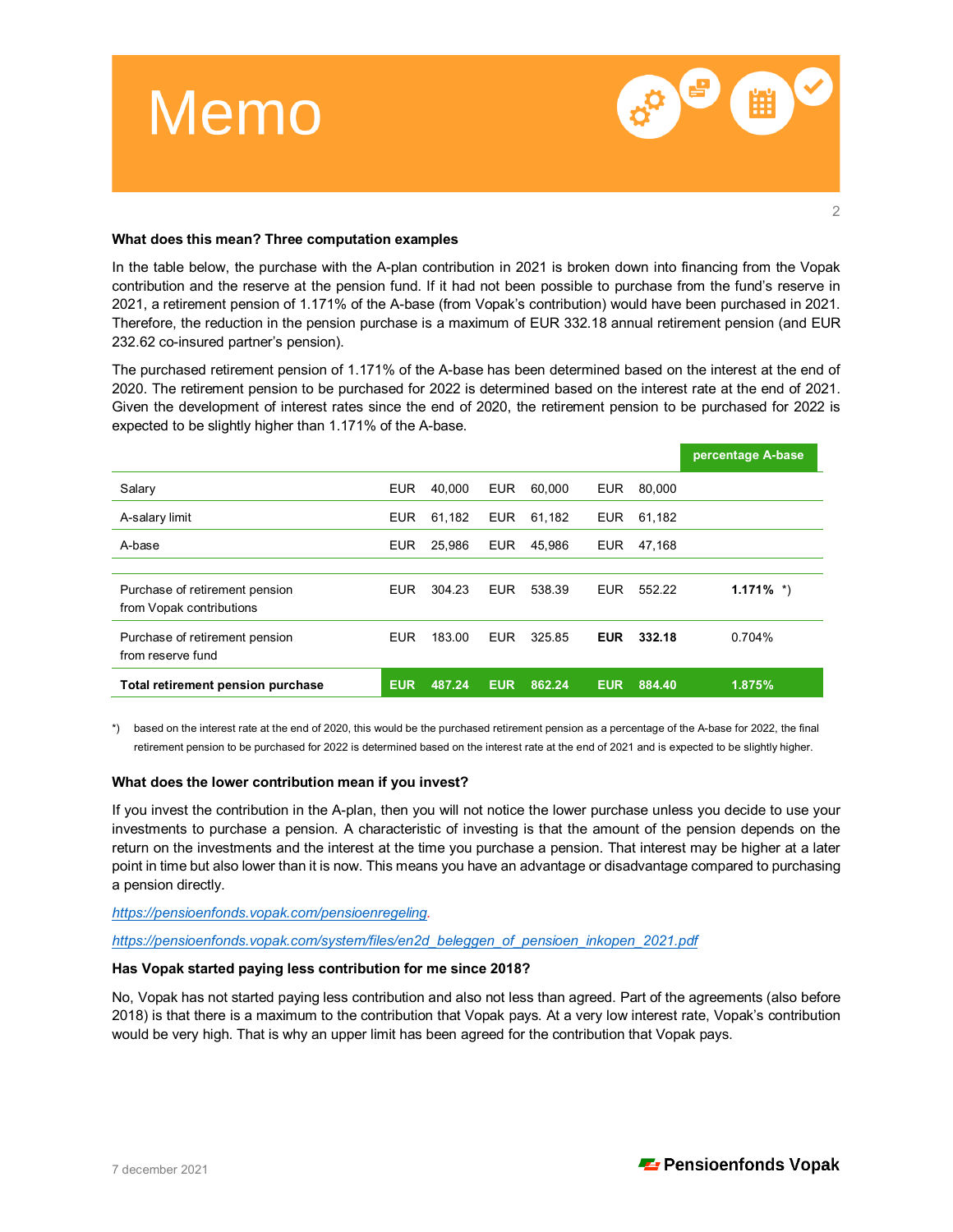## What does this mean? Three computation examples

In the table below, the purchase with the A-plan contribution in 2021 is broken down into financing from the Vopak contribution and the reserve at the pension fund. If it had not been possible to purchase from the fund's reserve in 2021, a retirement pension of 1.171% of the A-base (from Vopak's contribution) would have been purchased in 2021. Therefore, the reduction in the pension purchase is a maximum of EUR 332.18 annual retirement pension (and EUR 232.62 co-insured partner's pension).

The purchased retirement pension of 1.171% of the A-base has been determined based on the interest at the end of 2020. The retirement pension to be purchased for 2022 is determined based on the interest rate at the end of 2021. Given the development of interest rates since the end of 2020, the retirement pension to be purchased for 2022 is expected to be slightly higher than 1.171% of the A-base.

| | | | | | | | percentage A-base |
|---|---|---|---|---|---|---|---|
| Salary | EUR | 40,000 | EUR | 60,000 | EUR | 80,000 | |
| A-salary limit | EUR | 61,182 | EUR | 61,182 | EUR | 61,182 | |
| A-base | EUR | 25,986 | EUR | 45,986 | EUR | 47,168 | |
| Purchase of retirement pension from Vopak contributions | EUR | 304.23 | EUR | 538.39 | EUR | 552.22 | **1.171%** *) |
| Purchase of retirement pension from reserve fund | EUR | 183.00 | EUR | 325.85 | **EUR** | **332.18** | 0.704% |
| **Total retirement pension purchase** | **EUR** | **487.24** | **EUR** | **862.24** | **EUR** | **884.40** | **1.875%** |

*) based on the interest rate at the end of 2020, this would be the purchased retirement pension as a percentage of the A-base for 2022, the final retirement pension to be purchased for 2022 is determined based on the interest rate at the end of 2021 and is expected to be slightly higher.

## What does the lower contribution mean if you invest?

If you invest the contribution in the A-plan, then you will not notice the lower purchase unless you decide to use your investments to purchase a pension. A characteristic of investing is that the amount of the pension depends on the return on the investments and the interest at the time you purchase a pension. That interest may be higher at a later point in time but also lower than it is now. This means you have an advantage or disadvantage compared to purchasing a pension directly.

*https://pensioenfonds.vopak.com/pensioenregeling*.

*https://pensioenfonds.vopak.com/system/files/en2d_beleggen_of_pensioen_inkopen_2021.pdf*

## Has Vopak started paying less contribution for me since 2018?

No, Vopak has not started paying less contribution and also not less than agreed. Part of the agreements (also before 2018) is that there is a maximum to the contribution that Vopak pays. At a very low interest rate, Vopak's contribution would be very high. That is why an upper limit has been agreed for the contribution that Vopak pays.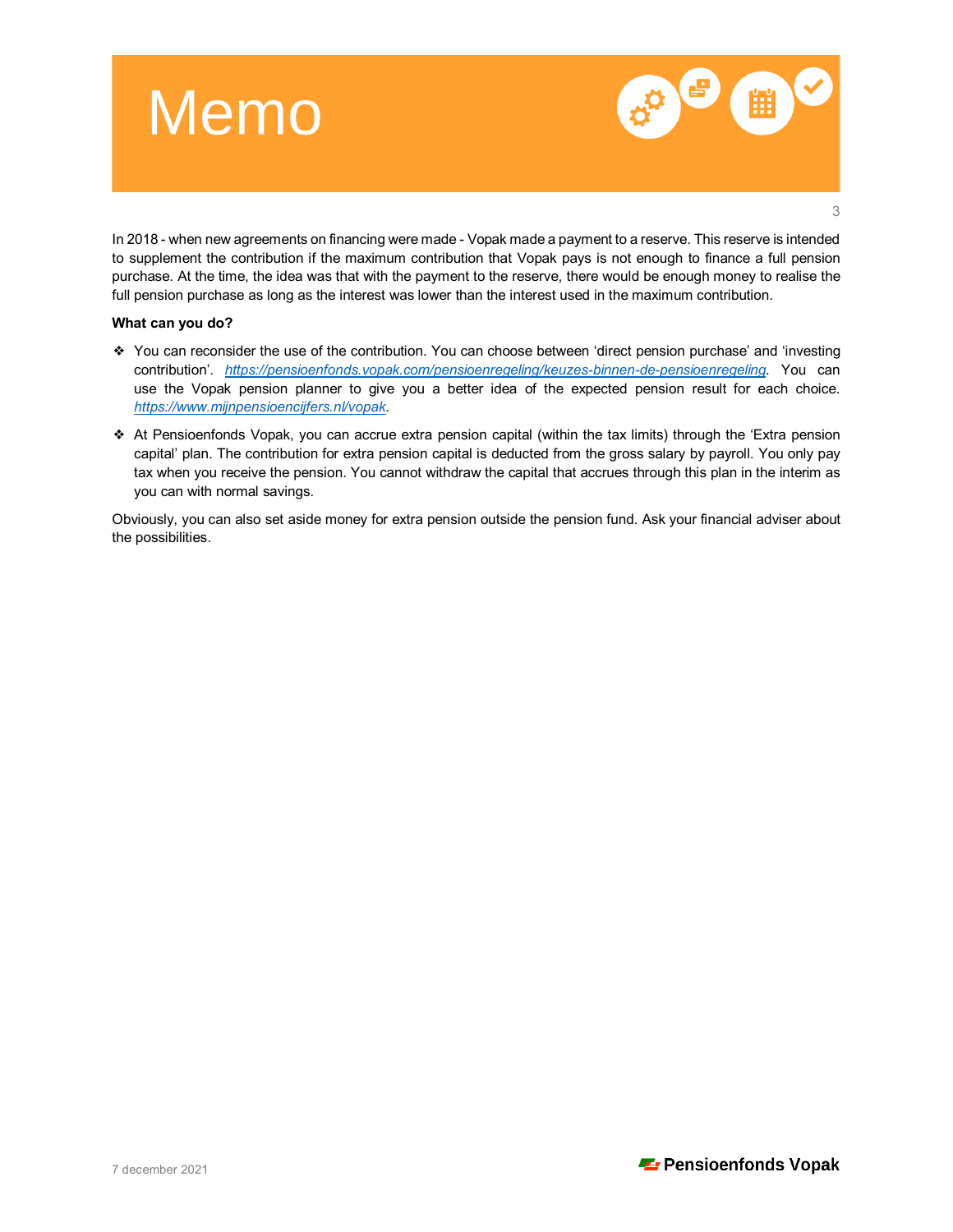In 2018 - when new agreements on financing were made - Vopak made a payment to a reserve. This reserve is intended to supplement the contribution if the maximum contribution that Vopak pays is not enough to finance a full pension purchase. At the time, the idea was that with the payment to the reserve, there would be enough money to realise the full pension purchase as long as the interest was lower than the interest used in the maximum contribution.

**What can you do?**

- You can reconsider the use of the contribution. You can choose between 'direct pension purchase' and 'investing contribution'. *https://pensioenfonds.vopak.com/pensioenregeling/keuzes-binnen-de-pensioenregeling*. You can use the Vopak pension planner to give you a better idea of the expected pension result for each choice. *https://www.mijnpensioencijfers.nl/vopak*.
- At Pensioenfonds Vopak, you can accrue extra pension capital (within the tax limits) through the 'Extra pension capital' plan. The contribution for extra pension capital is deducted from the gross salary by payroll. You only pay tax when you receive the pension. You cannot withdraw the capital that accrues through this plan in the interim as you can with normal savings.

Obviously, you can also set aside money for extra pension outside the pension fund. Ask your financial adviser about the possibilities.